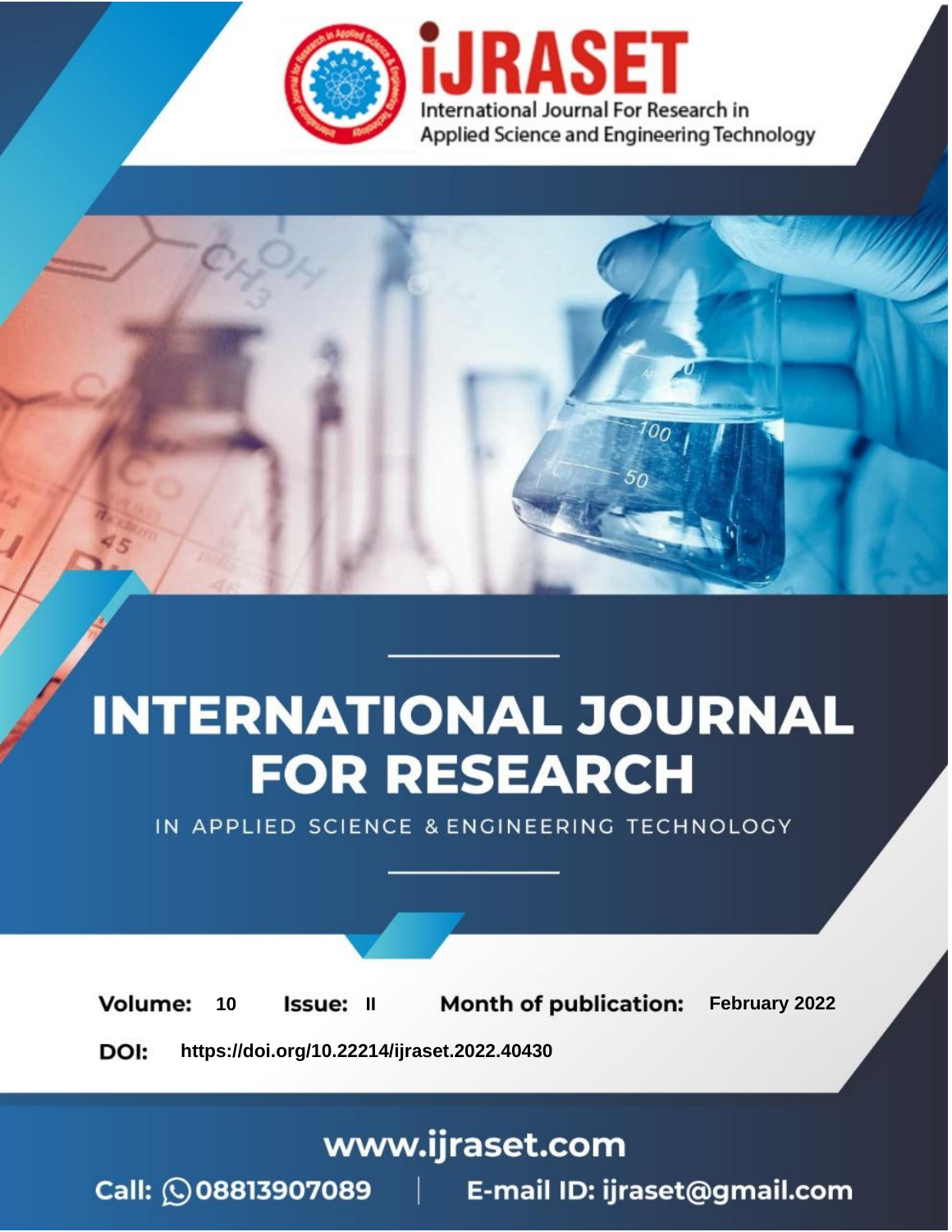iJRASET

International Journal For Research in Applied Science and Engineering Technology

# INTERNATIONAL JOURNAL FOR RESEARCH

IN APPLIED SCIENCE & ENGINEERING TECHNOLOGY

**Volume:** 10 **Issue:** II **Month of publication:** February 2022

**DOI:** https://doi.org/10.22214/ijraset.2022.40430

www.ijraset.com

Call: 08813907089 | E-mail ID: ijraset@gmail.com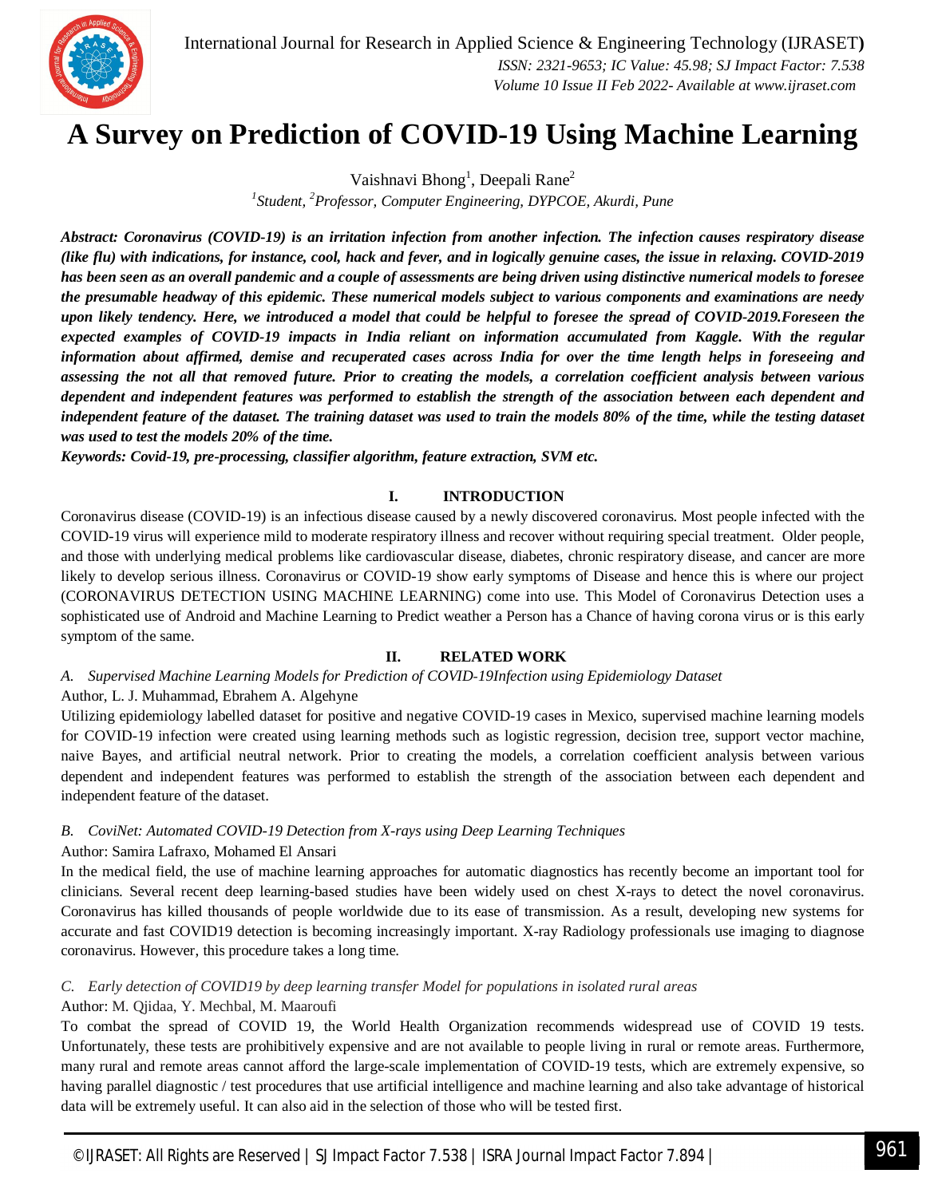# A Survey on Prediction of COVID-19 Using Machine Learning

Vaishnavi Bhong[1], Deepali Rane[2]

*[1]Student, [2]Professor, Computer Engineering, DYPCOE, Akurdi, Pune*

***Abstract:** Coronavirus (COVID-19) is an irritation infection from another infection. The infection causes respiratory disease (like flu) with indications, for instance, cool, hack and fever, and in logically genuine cases, the issue in relaxing. COVID-2019 has been seen as an overall pandemic and a couple of assessments are being driven using distinctive numerical models to foresee the presumable headway of this epidemic. These numerical models subject to various components and examinations are needy upon likely tendency. Here, we introduced a model that could be helpful to foresee the spread of COVID-2019.Foreseen the expected examples of COVID-19 impacts in India reliant on information accumulated from Kaggle. With the regular information about affirmed, demise and recuperated cases across India for over the time length helps in foreseeing and assessing the not all that removed future. Prior to creating the models, a correlation coefficient analysis between various dependent and independent features was performed to establish the strength of the association between each dependent and independent feature of the dataset. The training dataset was used to train the models 80% of the time, while the testing dataset was used to test the models 20% of the time.***

***Keywords:** Covid-19, pre-processing, classifier algorithm, feature extraction, SVM etc.*

## I. INTRODUCTION

Coronavirus disease (COVID-19) is an infectious disease caused by a newly discovered coronavirus. Most people infected with the COVID-19 virus will experience mild to moderate respiratory illness and recover without requiring special treatment. Older people, and those with underlying medical problems like cardiovascular disease, diabetes, chronic respiratory disease, and cancer are more likely to develop serious illness. Coronavirus or COVID-19 show early symptoms of Disease and hence this is where our project (CORONAVIRUS DETECTION USING MACHINE LEARNING) come into use. This Model of Coronavirus Detection uses a sophisticated use of Android and Machine Learning to Predict weather a Person has a Chance of having corona virus or is this early symptom of the same.

## II. RELATED WORK

### *A. Supervised Machine Learning Models for Prediction of COVID-19Infection using Epidemiology Dataset*

Author, L. J. Muhammad, Ebrahem A. Algehyne

Utilizing epidemiology labelled dataset for positive and negative COVID-19 cases in Mexico, supervised machine learning models for COVID-19 infection were created using learning methods such as logistic regression, decision tree, support vector machine, naive Bayes, and artificial neutral network. Prior to creating the models, a correlation coefficient analysis between various dependent and independent features was performed to establish the strength of the association between each dependent and independent feature of the dataset.

### *B. CoviNet: Automated COVID-19 Detection from X-rays using Deep Learning Techniques*

Author: Samira Lafraxo, Mohamed El Ansari

In the medical field, the use of machine learning approaches for automatic diagnostics has recently become an important tool for clinicians. Several recent deep learning-based studies have been widely used on chest X-rays to detect the novel coronavirus. Coronavirus has killed thousands of people worldwide due to its ease of transmission. As a result, developing new systems for accurate and fast COVID19 detection is becoming increasingly important. X-ray Radiology professionals use imaging to diagnose coronavirus. However, this procedure takes a long time.

### *C. Early detection of COVID19 by deep learning transfer Model for populations in isolated rural areas*

Author: M. Qjidaa, Y. Mechbal, M. Maaroufi

To combat the spread of COVID 19, the World Health Organization recommends widespread use of COVID 19 tests. Unfortunately, these tests are prohibitively expensive and are not available to people living in rural or remote areas. Furthermore, many rural and remote areas cannot afford the large-scale implementation of COVID-19 tests, which are extremely expensive, so having parallel diagnostic / test procedures that use artificial intelligence and machine learning and also take advantage of historical data will be extremely useful. It can also aid in the selection of those who will be tested first.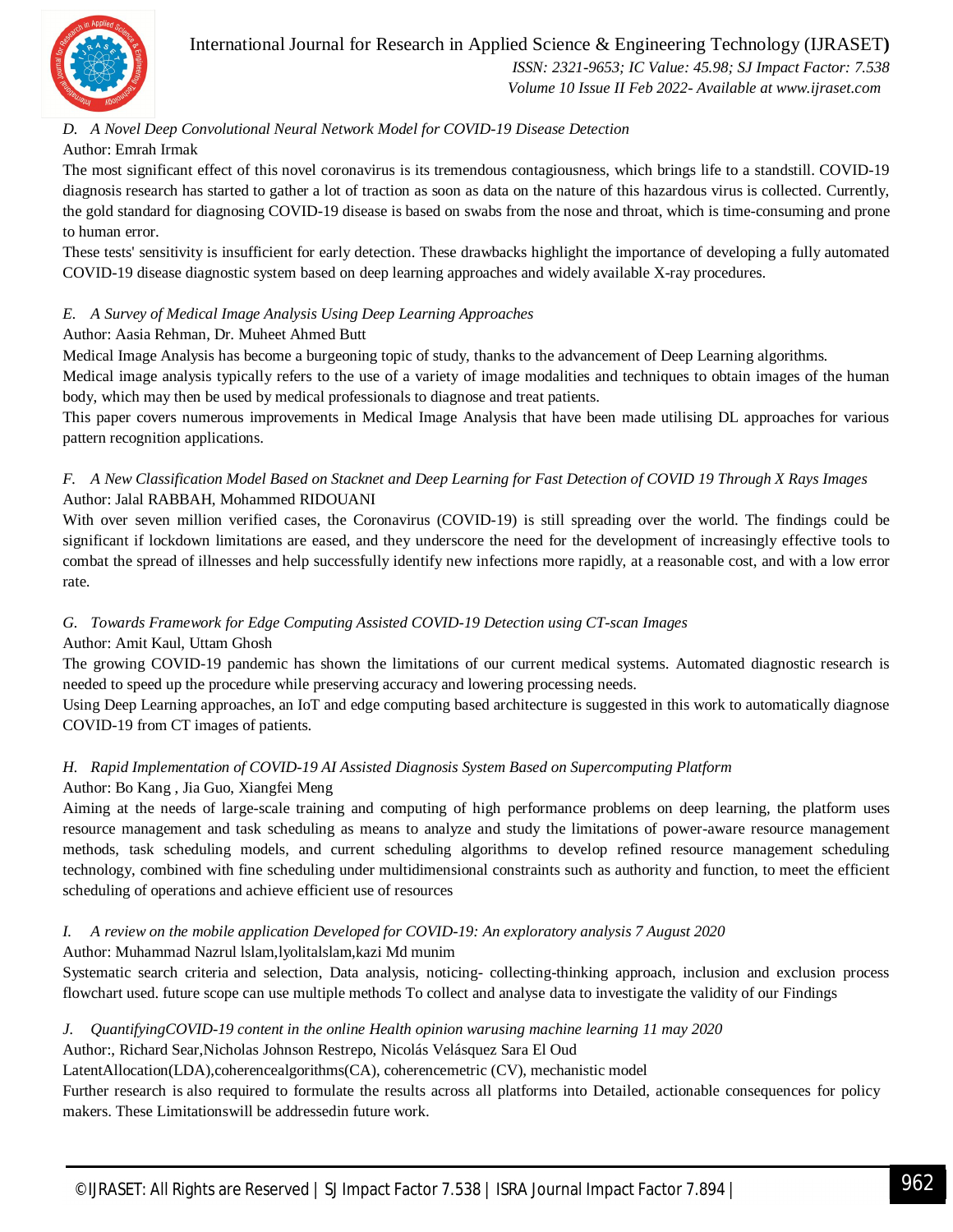### D. A Novel Deep Convolutional Neural Network Model for COVID-19 Disease Detection

Author: Emrah Irmak

The most significant effect of this novel coronavirus is its tremendous contagiousness, which brings life to a standstill. COVID-19 diagnosis research has started to gather a lot of traction as soon as data on the nature of this hazardous virus is collected. Currently, the gold standard for diagnosing COVID-19 disease is based on swabs from the nose and throat, which is time-consuming and prone to human error.

These tests' sensitivity is insufficient for early detection. These drawbacks highlight the importance of developing a fully automated COVID-19 disease diagnostic system based on deep learning approaches and widely available X-ray procedures.

### E. A Survey of Medical Image Analysis Using Deep Learning Approaches

Author: Aasia Rehman, Dr. Muheet Ahmed Butt

Medical Image Analysis has become a burgeoning topic of study, thanks to the advancement of Deep Learning algorithms.

Medical image analysis typically refers to the use of a variety of image modalities and techniques to obtain images of the human body, which may then be used by medical professionals to diagnose and treat patients.

This paper covers numerous improvements in Medical Image Analysis that have been made utilising DL approaches for various pattern recognition applications.

### F. A New Classification Model Based on Stacknet and Deep Learning for Fast Detection of COVID 19 Through X Rays Images

Author: Jalal RABBAH, Mohammed RIDOUANI

With over seven million verified cases, the Coronavirus (COVID-19) is still spreading over the world. The findings could be significant if lockdown limitations are eased, and they underscore the need for the development of increasingly effective tools to combat the spread of illnesses and help successfully identify new infections more rapidly, at a reasonable cost, and with a low error rate.

### G. Towards Framework for Edge Computing Assisted COVID-19 Detection using CT-scan Images

Author: Amit Kaul, Uttam Ghosh

The growing COVID-19 pandemic has shown the limitations of our current medical systems. Automated diagnostic research is needed to speed up the procedure while preserving accuracy and lowering processing needs.

Using Deep Learning approaches, an IoT and edge computing based architecture is suggested in this work to automatically diagnose COVID-19 from CT images of patients.

### H. Rapid Implementation of COVID-19 AI Assisted Diagnosis System Based on Supercomputing Platform

Author: Bo Kang , Jia Guo, Xiangfei Meng

Aiming at the needs of large-scale training and computing of high performance problems on deep learning, the platform uses resource management and task scheduling as means to analyze and study the limitations of power-aware resource management methods, task scheduling models, and current scheduling algorithms to develop refined resource management scheduling technology, combined with fine scheduling under multidimensional constraints such as authority and function, to meet the efficient scheduling of operations and achieve efficient use of resources

### I. A review on the mobile application Developed for COVID-19: An exploratory analysis 7 August 2020

Author: Muhammad Nazrul lslam,lyolitalslam,kazi Md munim

Systematic search criteria and selection, Data analysis, noticing- collecting-thinking approach, inclusion and exclusion process flowchart used. future scope can use multiple methods To collect and analyse data to investigate the validity of our Findings

### J. QuantifyingCOVID-19 content in the online Health opinion warusing machine learning 11 may 2020

Author:, Richard Sear,Nicholas Johnson Restrepo, Nicolás Velásquez Sara El Oud

LatentAllocation(LDA),coherencealgorithms(CA), coherencemetric (CV), mechanistic model

Further research is also required to formulate the results across all platforms into Detailed, actionable consequences for policy makers. These Limitationswill be addressedin future work.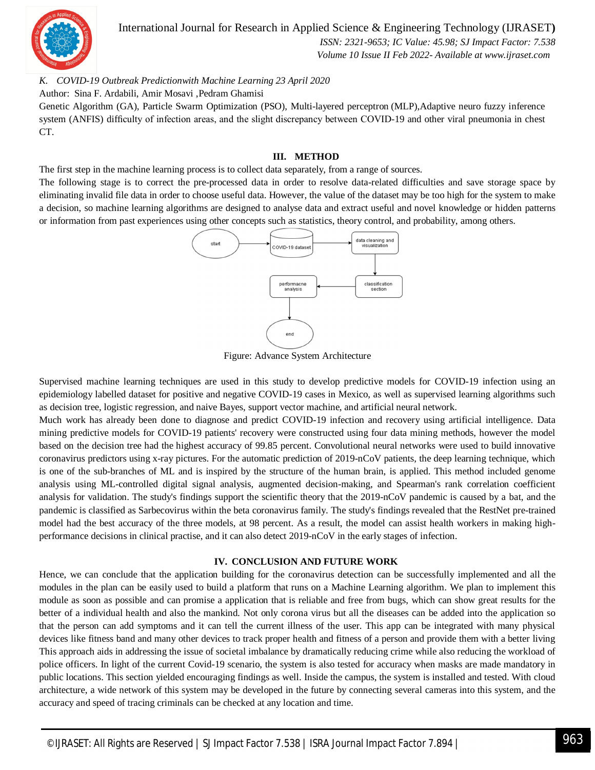*K. COVID-19 Outbreak Predictionwith Machine Learning 23 April 2020*

Author: Sina F. Ardabili, Amir Mosavi ,Pedram Ghamisi

Genetic Algorithm (GA), Particle Swarm Optimization (PSO), Multi-layered perceptron (MLP),Adaptive neuro fuzzy inference system (ANFIS) difficulty of infection areas, and the slight discrepancy between COVID-19 and other viral pneumonia in chest CT.

## III. METHOD

The first step in the machine learning process is to collect data separately, from a range of sources.

The following stage is to correct the pre-processed data in order to resolve data-related difficulties and save storage space by eliminating invalid file data in order to choose useful data. However, the value of the dataset may be too high for the system to make a decision, so machine learning algorithms are designed to analyse data and extract useful and novel knowledge or hidden patterns or information from past experiences using other concepts such as statistics, theory control, and probability, among others.

start → COVID-19 dataset → data cleaning and visualization → classification section → performacne analysis → end

Figure: Advance System Architecture

Supervised machine learning techniques are used in this study to develop predictive models for COVID-19 infection using an epidemiology labelled dataset for positive and negative COVID-19 cases in Mexico, as well as supervised learning algorithms such as decision tree, logistic regression, and naive Bayes, support vector machine, and artificial neural network.

Much work has already been done to diagnose and predict COVID-19 infection and recovery using artificial intelligence. Data mining predictive models for COVID-19 patients' recovery were constructed using four data mining methods, however the model based on the decision tree had the highest accuracy of 99.85 percent. Convolutional neural networks were used to build innovative coronavirus predictors using x-ray pictures. For the automatic prediction of 2019-nCoV patients, the deep learning technique, which is one of the sub-branches of ML and is inspired by the structure of the human brain, is applied. This method included genome analysis using ML-controlled digital signal analysis, augmented decision-making, and Spearman's rank correlation coefficient analysis for validation. The study's findings support the scientific theory that the 2019-nCoV pandemic is caused by a bat, and the pandemic is classified as Sarbecovirus within the beta coronavirus family. The study's findings revealed that the RestNet pre-trained model had the best accuracy of the three models, at 98 percent. As a result, the model can assist health workers in making high-performance decisions in clinical practise, and it can also detect 2019-nCoV in the early stages of infection.

## IV. CONCLUSION AND FUTURE WORK

Hence, we can conclude that the application building for the coronavirus detection can be successfully implemented and all the modules in the plan can be easily used to build a platform that runs on a Machine Learning algorithm. We plan to implement this module as soon as possible and can promise a application that is reliable and free from bugs, which can show great results for the better of a individual health and also the mankind. Not only corona virus but all the diseases can be added into the application so that the person can add symptoms and it can tell the current illness of the user. This app can be integrated with many physical devices like fitness band and many other devices to track proper health and fitness of a person and provide them with a better living This approach aids in addressing the issue of societal imbalance by dramatically reducing crime while also reducing the workload of police officers. In light of the current Covid-19 scenario, the system is also tested for accuracy when masks are made mandatory in public locations. This section yielded encouraging findings as well. Inside the campus, the system is installed and tested. With cloud architecture, a wide network of this system may be developed in the future by connecting several cameras into this system, and the accuracy and speed of tracing criminals can be checked at any location and time.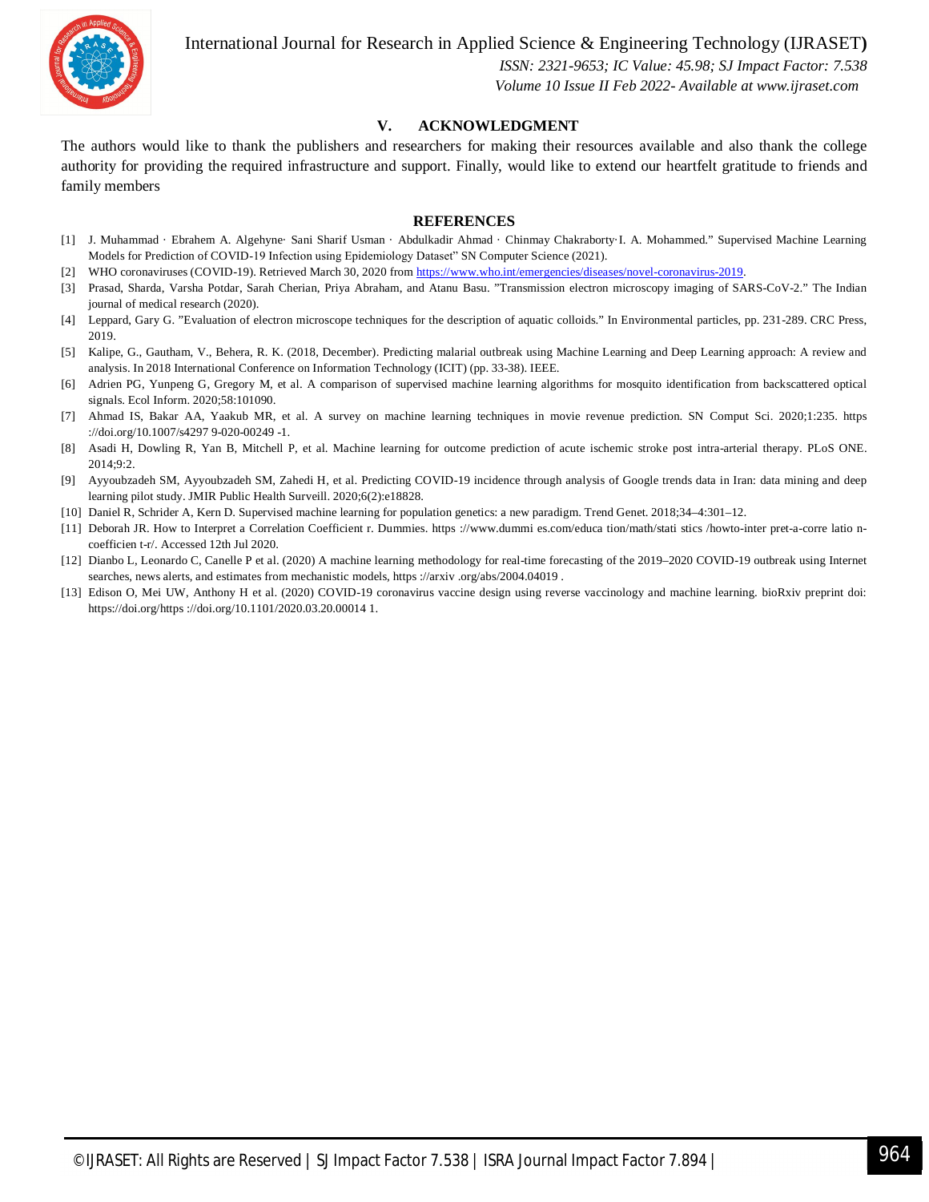## V. ACKNOWLEDGMENT

The authors would like to thank the publishers and researchers for making their resources available and also thank the college authority for providing the required infrastructure and support. Finally, would like to extend our heartfelt gratitude to friends and family members

## REFERENCES

[1] J. Muhammad · Ebrahem A. Algehyne· Sani Sharif Usman · Abdulkadir Ahmad · Chinmay Chakraborty·I. A. Mohammed." Supervised Machine Learning Models for Prediction of COVID-19 Infection using Epidemiology Dataset" SN Computer Science (2021).

[2] WHO coronaviruses (COVID-19). Retrieved March 30, 2020 from https://www.who.int/emergencies/diseases/novel-coronavirus-2019.

[3] Prasad, Sharda, Varsha Potdar, Sarah Cherian, Priya Abraham, and Atanu Basu. "Transmission electron microscopy imaging of SARS-CoV-2." The Indian journal of medical research (2020).

[4] Leppard, Gary G. "Evaluation of electron microscope techniques for the description of aquatic colloids." In Environmental particles, pp. 231-289. CRC Press, 2019.

[5] Kalipe, G., Gautham, V., Behera, R. K. (2018, December). Predicting malarial outbreak using Machine Learning and Deep Learning approach: A review and analysis. In 2018 International Conference on Information Technology (ICIT) (pp. 33-38). IEEE.

[6] Adrien PG, Yunpeng G, Gregory M, et al. A comparison of supervised machine learning algorithms for mosquito identification from backscattered optical signals. Ecol Inform. 2020;58:101090.

[7] Ahmad IS, Bakar AA, Yaakub MR, et al. A survey on machine learning techniques in movie revenue prediction. SN Comput Sci. 2020;1:235. https ://doi.org/10.1007/s4297 9-020-00249 -1.

[8] Asadi H, Dowling R, Yan B, Mitchell P, et al. Machine learning for outcome prediction of acute ischemic stroke post intra-arterial therapy. PLoS ONE. 2014;9:2.

[9] Ayyoubzadeh SM, Ayyoubzadeh SM, Zahedi H, et al. Predicting COVID-19 incidence through analysis of Google trends data in Iran: data mining and deep learning pilot study. JMIR Public Health Surveill. 2020;6(2):e18828.

[10] Daniel R, Schrider A, Kern D. Supervised machine learning for population genetics: a new paradigm. Trend Genet. 2018;34–4:301–12.

[11] Deborah JR. How to Interpret a Correlation Coefficient r. Dummies. https ://www.dummi es.com/educa tion/math/stati stics /howto-inter pret-a-corre latio n-coefficien t-r/. Accessed 12th Jul 2020.

[12] Dianbo L, Leonardo C, Canelle P et al. (2020) A machine learning methodology for real-time forecasting of the 2019–2020 COVID-19 outbreak using Internet searches, news alerts, and estimates from mechanistic models, https ://arxiv .org/abs/2004.04019 .

[13] Edison O, Mei UW, Anthony H et al. (2020) COVID-19 coronavirus vaccine design using reverse vaccinology and machine learning. bioRxiv preprint doi: https://doi.org/https ://doi.org/10.1101/2020.03.20.00014 1.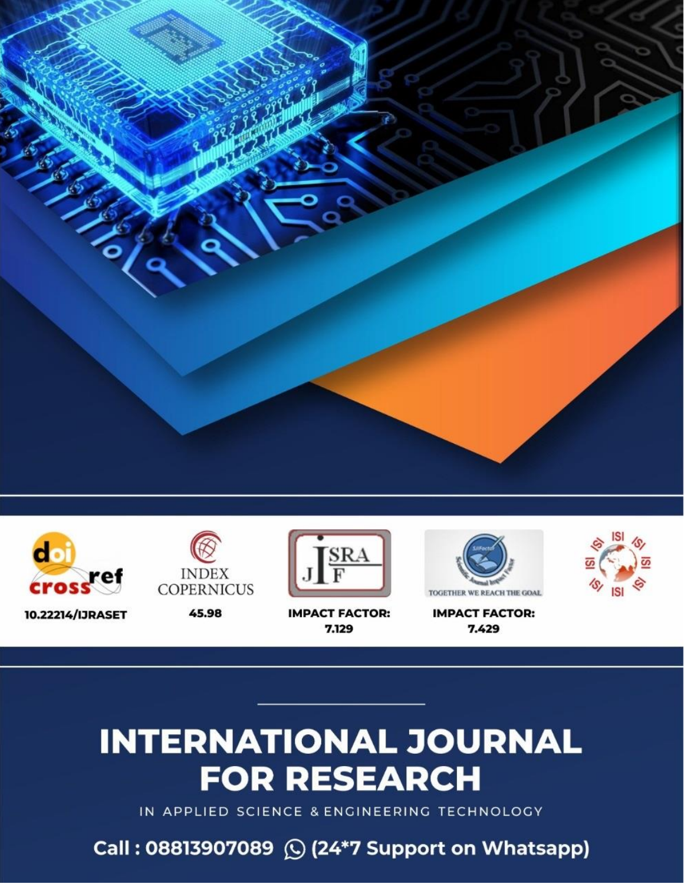10.22214/IJRASET

INDEX COPERNICUS

45.98

IMPACT FACTOR: 7.129

IMPACT FACTOR: 7.429

# INTERNATIONAL JOURNAL FOR RESEARCH

IN APPLIED SCIENCE & ENGINEERING TECHNOLOGY

Call : 08813907089 (24*7 Support on Whatsapp)